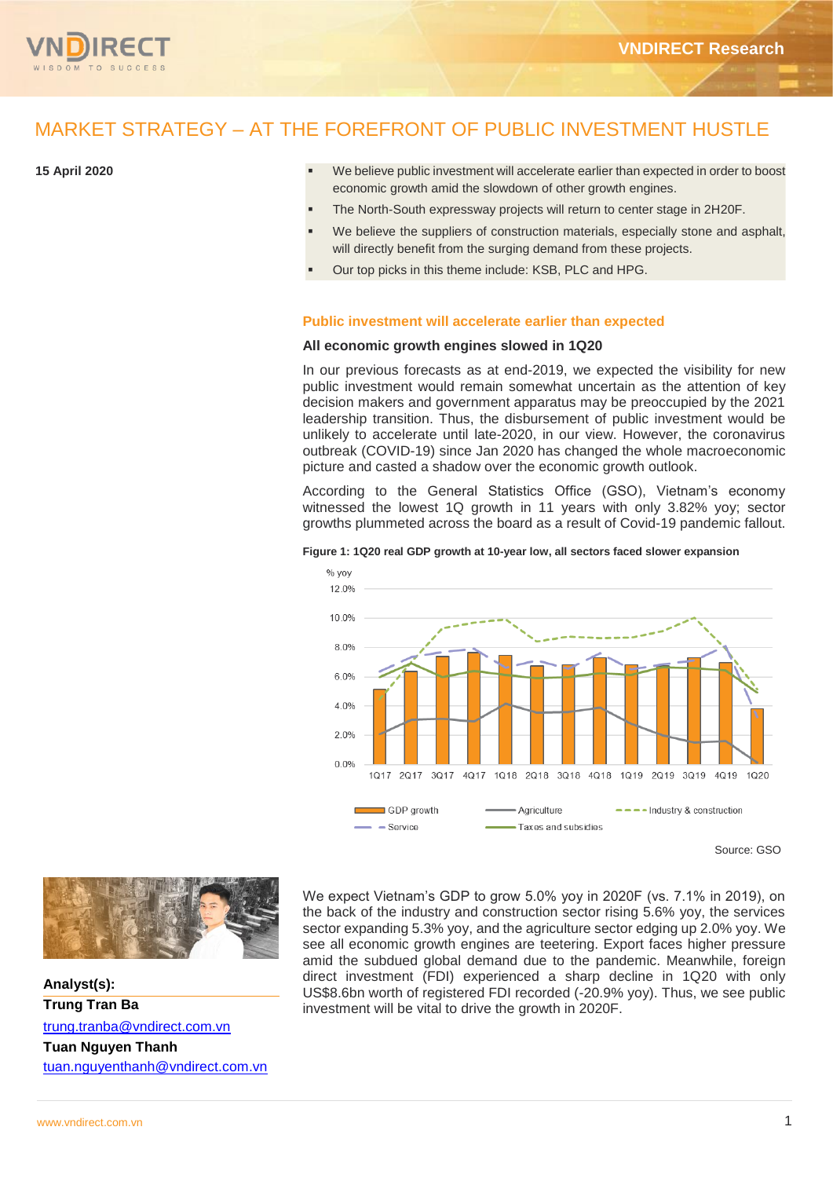# MARKET STRATEGY – AT THE FOREFRONT OF PUBLIC INVESTMENT HUSTLE

**15 April 2020**

- We believe public investment will accelerate earlier than expected in order to boost economic growth amid the slowdown of other growth engines.
- The North-South expressway projects will return to center stage in 2H20F.
- We believe the suppliers of construction materials, especially stone and asphalt, will directly benefit from the surging demand from these projects.
- Our top picks in this theme include: KSB, PLC and HPG.

## Public investment will accelerate earlier than expected

### All economic growth engines slowed in 1Q20

In our previous forecasts as at end-2019, we expected the visibility for new public investment would remain somewhat uncertain as the attention of key decision makers and government apparatus may be preoccupied by the 2021 leadership transition. Thus, the disbursement of public investment would be unlikely to accelerate until late-2020, in our view. However, the coronavirus outbreak (COVID-19) since Jan 2020 has changed the whole macroeconomic picture and casted a shadow over the economic growth outlook.

According to the General Statistics Office (GSO), Vietnam's economy witnessed the lowest 1Q growth in 11 years with only 3.82% yoy; sector growths plummeted across the board as a result of Covid-19 pandemic fallout.

**Figure 1: 1Q20 real GDP growth at 10-year low, all sectors faced slower expansion**

Source: GSO

We expect Vietnam's GDP to grow 5.0% yoy in 2020F (vs. 7.1% in 2019), on the back of the industry and construction sector rising 5.6% yoy, the services sector expanding 5.3% yoy, and the agriculture sector edging up 2.0% yoy. We see all economic growth engines are teetering. Export faces higher pressure amid the subdued global demand due to the pandemic. Meanwhile, foreign direct investment (FDI) experienced a sharp decline in 1Q20 with only US$8.6bn worth of registered FDI recorded (-20.9% yoy). Thus, we see public investment will be vital to drive the growth in 2020F.

**Analyst(s):**

**Trung Tran Ba**
trung.tranba@vndirect.com.vn

**Tuan Nguyen Thanh**
tuan.nguyenthanh@vndirect.com.vn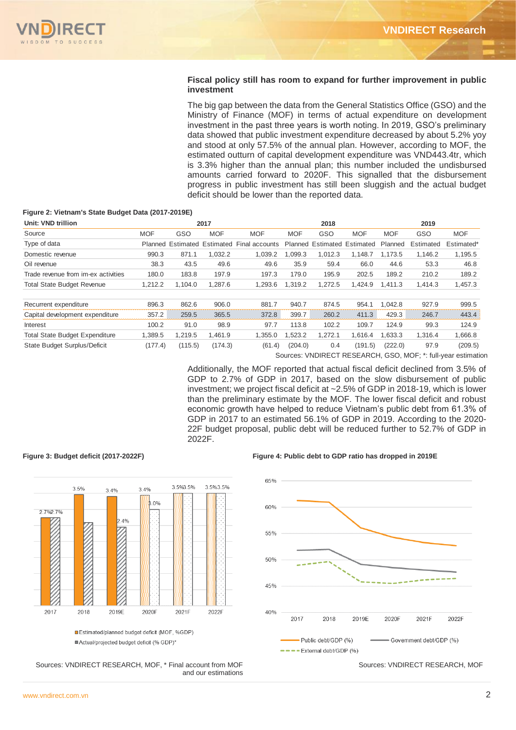### Fiscal policy still has room to expand for further improvement in public investment

The big gap between the data from the General Statistics Office (GSO) and the Ministry of Finance (MOF) in terms of actual expenditure on development investment in the past three years is worth noting. In 2019, GSO's preliminary data showed that public investment expenditure decreased by about 5.2% yoy and stood at only 57.5% of the annual plan. However, according to MOF, the estimated outturn of capital development expenditure was VND443.4tr, which is 3.3% higher than the annual plan; this number included the undisbursed amounts carried forward to 2020F. This signalled that the disbursement progress in public investment has still been sluggish and the actual budget deficit should be lower than the reported data.

**Figure 2: Vietnam's State Budget Data (2017-2019E)**

| Unit: VND trillion | 2017 | | | | 2018 | | | 2019 | | |
|---|---|---|---|---|---|---|---|---|---|---|
| Source | MOF | GSO | MOF | MOF | MOF | GSO | MOF | MOF | GSO | MOF |
| Type of data | Planned | Estimated | Estimated | Final accounts | Planned | Estimated | Estimated | Planned | Estimated | Estimated* |
| Domestic revenue | 990.3 | 871.1 | 1,032.2 | 1,039.2 | 1,099.3 | 1,012.3 | 1,148.7 | 1,173.5 | 1,146.2 | 1,195.5 |
| Oil revenue | 38.3 | 43.5 | 49.6 | 49.6 | 35.9 | 59.4 | 66.0 | 44.6 | 53.3 | 46.8 |
| Trade revenue from im-ex activities | 180.0 | 183.8 | 197.9 | 197.3 | 179.0 | 195.9 | 202.5 | 189.2 | 210.2 | 189.2 |
| Total State Budget Revenue | 1,212.2 | 1,104.0 | 1,287.6 | 1,293.6 | 1,319.2 | 1,272.5 | 1,424.9 | 1,411.3 | 1,414.3 | 1,457.3 |
| | | | | | | | | | | |
| Recurrent expenditure | 896.3 | 862.6 | 906.0 | 881.7 | 940.7 | 874.5 | 954.1 | 1,042.8 | 927.9 | 999.5 |
| Capital development expenditure | 357.2 | 259.5 | 365.5 | 372.8 | 399.7 | 260.2 | 411.3 | 429.3 | 246.7 | 443.4 |
| Interest | 100.2 | 91.0 | 98.9 | 97.7 | 113.8 | 102.2 | 109.7 | 124.9 | 99.3 | 124.9 |
| Total State Budget Expenditure | 1,389.5 | 1,219.5 | 1,461.9 | 1,355.0 | 1,523.2 | 1,272.1 | 1,616.4 | 1,633.3 | 1,316.4 | 1,666.8 |
| State Budget Surplus/Deficit | (177.4) | (115.5) | (174.3) | (61.4) | (204.0) | 0.4 | (191.5) | (222.0) | 97.9 | (209.5) |

Sources: VNDIRECT RESEARCH, GSO, MOF; *: full-year estimation

Additionally, the MOF reported that actual fiscal deficit declined from 3.5% of GDP to 2.7% of GDP in 2017, based on the slow disbursement of public investment; we project fiscal deficit at ~2.5% of GDP in 2018-19, which is lower than the preliminary estimate by the MOF. The lower fiscal deficit and robust economic growth have helped to reduce Vietnam's public debt from 61.3% of GDP in 2017 to an estimated 56.1% of GDP in 2019. According to the 2020-22F budget proposal, public debt will be reduced further to 52.7% of GDP in 2022F.

**Figure 3: Budget deficit (2017-2022F)**

Sources: VNDIRECT RESEARCH, MOF, * Final account from MOF and our estimations

**Figure 4: Public debt to GDP ratio has dropped in 2019E**

Sources: VNDIRECT RESEARCH, MOF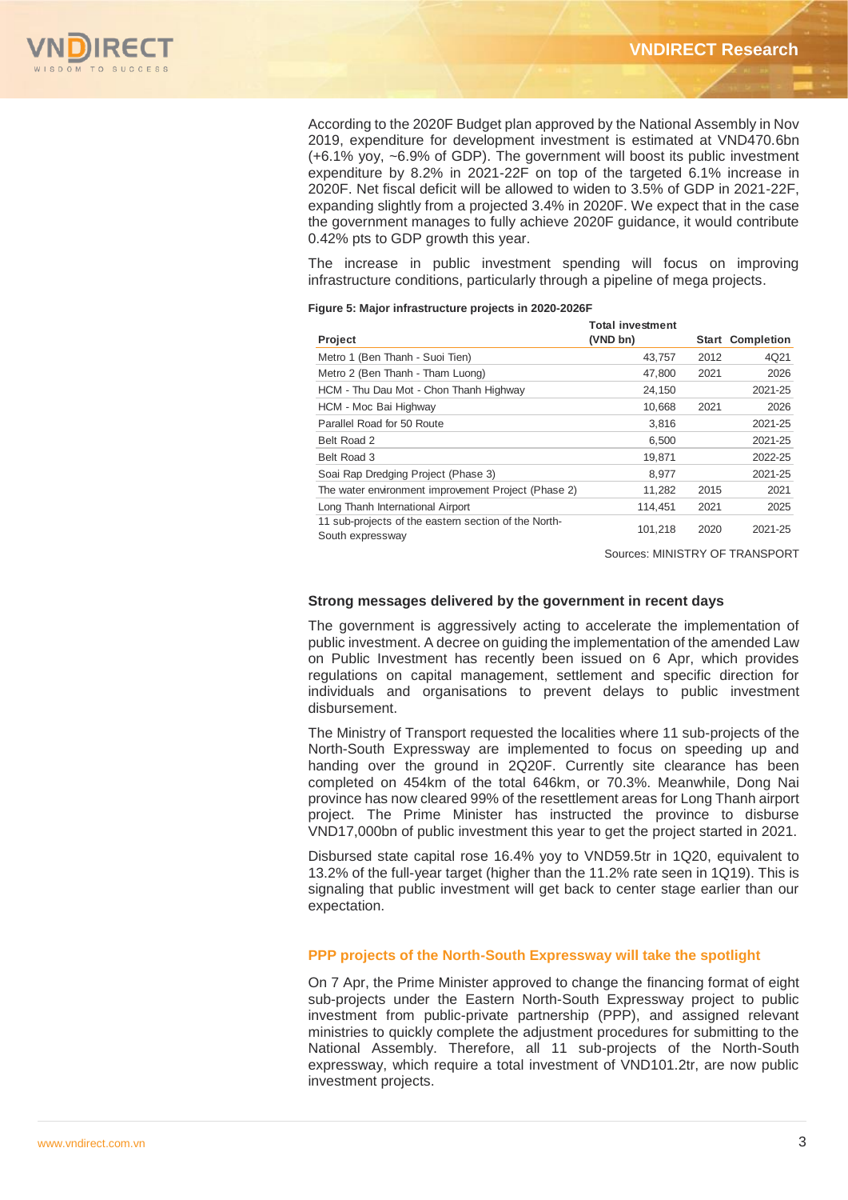According to the 2020F Budget plan approved by the National Assembly in Nov 2019, expenditure for development investment is estimated at VND470.6bn (+6.1% yoy, ~6.9% of GDP). The government will boost its public investment expenditure by 8.2% in 2021-22F on top of the targeted 6.1% increase in 2020F. Net fiscal deficit will be allowed to widen to 3.5% of GDP in 2021-22F, expanding slightly from a projected 3.4% in 2020F. We expect that in the case the government manages to fully achieve 2020F guidance, it would contribute 0.42% pts to GDP growth this year.

The increase in public investment spending will focus on improving infrastructure conditions, particularly through a pipeline of mega projects.

**Figure 5: Major infrastructure projects in 2020-2026F**

| Project | Total investment (VND bn) | Start | Completion |
|---|---|---|---|
| Metro 1 (Ben Thanh - Suoi Tien) | 43,757 | 2012 | 4Q21 |
| Metro 2 (Ben Thanh - Tham Luong) | 47,800 | 2021 | 2026 |
| HCM - Thu Dau Mot - Chon Thanh Highway | 24,150 | | 2021-25 |
| HCM - Moc Bai Highway | 10,668 | 2021 | 2026 |
| Parallel Road for 50 Route | 3,816 | | 2021-25 |
| Belt Road 2 | 6,500 | | 2021-25 |
| Belt Road 3 | 19,871 | | 2022-25 |
| Soai Rap Dredging Project (Phase 3) | 8,977 | | 2021-25 |
| The water environment improvement Project (Phase 2) | 11,282 | 2015 | 2021 |
| Long Thanh International Airport | 114,451 | 2021 | 2025 |
| 11 sub-projects of the eastern section of the North-South expressway | 101,218 | 2020 | 2021-25 |

Sources: MINISTRY OF TRANSPORT

### Strong messages delivered by the government in recent days

The government is aggressively acting to accelerate the implementation of public investment. A decree on guiding the implementation of the amended Law on Public Investment has recently been issued on 6 Apr, which provides regulations on capital management, settlement and specific direction for individuals and organisations to prevent delays to public investment disbursement.

The Ministry of Transport requested the localities where 11 sub-projects of the North-South Expressway are implemented to focus on speeding up and handing over the ground in 2Q20F. Currently site clearance has been completed on 454km of the total 646km, or 70.3%. Meanwhile, Dong Nai province has now cleared 99% of the resettlement areas for Long Thanh airport project. The Prime Minister has instructed the province to disburse VND17,000bn of public investment this year to get the project started in 2021.

Disbursed state capital rose 16.4% yoy to VND59.5tr in 1Q20, equivalent to 13.2% of the full-year target (higher than the 11.2% rate seen in 1Q19). This is signaling that public investment will get back to center stage earlier than our expectation.

### PPP projects of the North-South Expressway will take the spotlight

On 7 Apr, the Prime Minister approved to change the financing format of eight sub-projects under the Eastern North-South Expressway project to public investment from public-private partnership (PPP), and assigned relevant ministries to quickly complete the adjustment procedures for submitting to the National Assembly. Therefore, all 11 sub-projects of the North-South expressway, which require a total investment of VND101.2tr, are now public investment projects.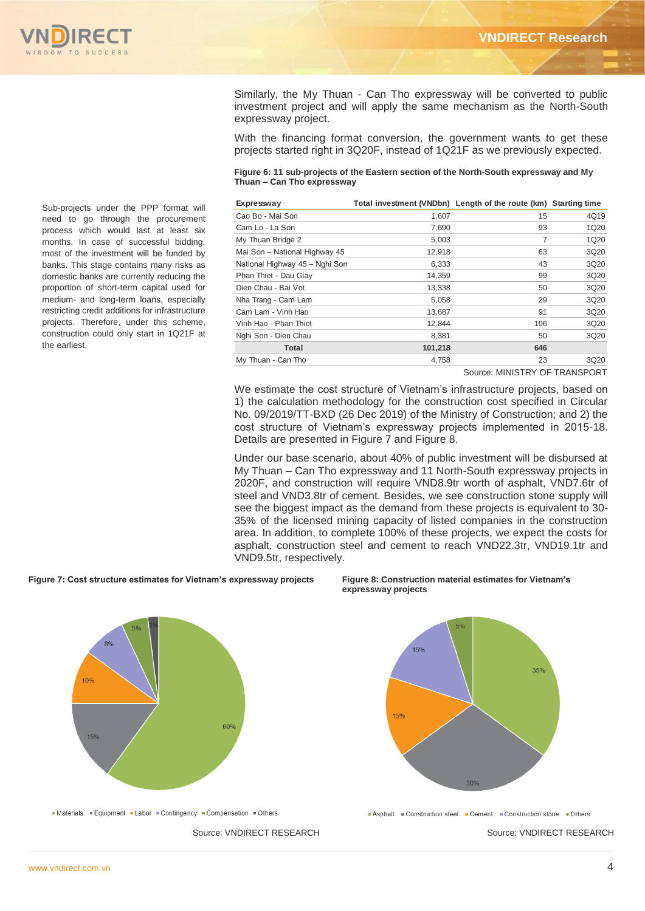Similarly, the My Thuan - Can Tho expressway will be converted to public investment project and will apply the same mechanism as the North-South expressway project.

With the financing format conversion, the government wants to get these projects started right in 3Q20F, instead of 1Q21F as we previously expected.

Sub-projects under the PPP format will need to go through the procurement process which would last at least six months. In case of successful bidding, most of the investment will be funded by banks. This stage contains many risks as domestic banks are currently reducing the proportion of short-term capital used for medium- and long-term loans, especially restricting credit additions for infrastructure projects. Therefore, under this scheme, construction could only start in 1Q21F at the earliest.

**Figure 6: 11 sub-projects of the Eastern section of the North-South expressway and My Thuan – Can Tho expressway**

| Expressway | Total investment (VNDbn) | Length of the route (km) | Starting time |
|---|---|---|---|
| Cao Bo - Mai Son | 1,607 | 15 | 4Q19 |
| Cam Lo - La Son | 7,690 | 93 | 1Q20 |
| My Thuan Bridge 2 | 5,003 | 7 | 1Q20 |
| Mai Son – National Highway 45 | 12,918 | 63 | 3Q20 |
| National Highway 45 – Nghi Son | 6,333 | 43 | 3Q20 |
| Phan Thiet - Dau Giay | 14,359 | 99 | 3Q20 |
| Dien Chau - Bai Vot | 13,338 | 50 | 3Q20 |
| Nha Trang - Cam Lam | 5,058 | 29 | 3Q20 |
| Cam Lam - Vinh Hao | 13,687 | 91 | 3Q20 |
| Vinh Hao - Phan Thiet | 12,844 | 106 | 3Q20 |
| Nghi Son - Dien Chau | 8,381 | 50 | 3Q20 |
| **Total** | **101,218** | **646** | |
| My Thuan - Can Tho | 4,758 | 23 | 3Q20 |

Source: MINISTRY OF TRANSPORT

We estimate the cost structure of Vietnam's infrastructure projects, based on 1) the calculation methodology for the construction cost specified in Circular No. 09/2019/TT-BXD (26 Dec 2019) of the Ministry of Construction; and 2) the cost structure of Vietnam's expressway projects implemented in 2015-18. Details are presented in Figure 7 and Figure 8.

Under our base scenario, about 40% of public investment will be disbursed at My Thuan – Can Tho expressway and 11 North-South expressway projects in 2020F, and construction will require VND8.9tr worth of asphalt, VND7.6tr of steel and VND3.8tr of cement. Besides, we see construction stone supply will see the biggest impact as the demand from these projects is equivalent to 30-35% of the licensed mining capacity of listed companies in the construction area. In addition, to complete 100% of these projects, we expect the costs for asphalt, construction steel and cement to reach VND22.3tr, VND19.1tr and VND9.5tr, respectively.

**Figure 7: Cost structure estimates for Vietnam's expressway projects**

Materials 60%, Equipment 15%, Labor 10%, Contingency 8%, Compensation 5%, Others 2%

Source: VNDIRECT RESEARCH

**Figure 8: Construction material estimates for Vietnam's expressway projects**

Asphalt 35%, Construction steel 30%, Cement 15%, Construction stone 15%, Others 5%

Source: VNDIRECT RESEARCH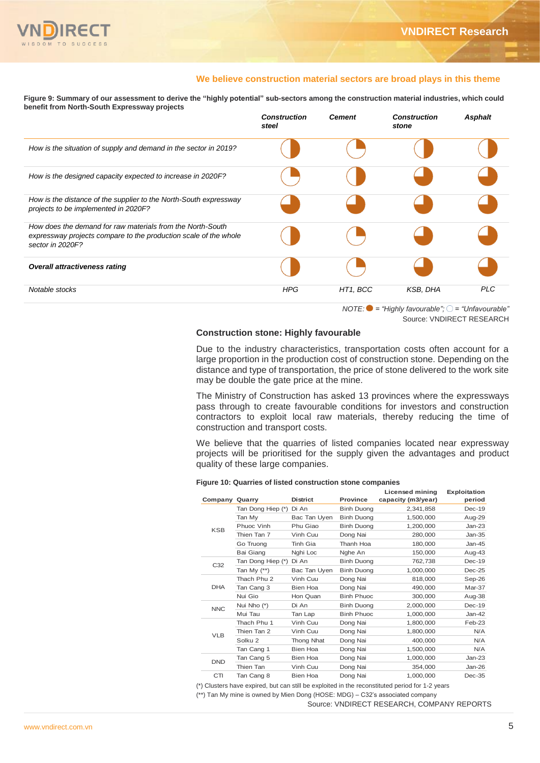## We believe construction material sectors are broad plays in this theme

**Figure 9: Summary of our assessment to derive the "highly potential" sub-sectors among the construction material industries, which could benefit from North-South Expressway projects**

| | *Construction steel* | *Cement* | *Construction stone* | *Asphalt* |
|---|---|---|---|---|
| *How is the situation of supply and demand in the sector in 2019?* | ◑ | ◔ | ◑ | ◑ |
| *How is the designed capacity expected to increase in 2020F?* | ◔ | ◑ | ◕ | ◕ |
| *How is the distance of the supplier to the North-South expressway projects to be implemented in 2020F?* | ◕ | ◕ | ◕ | ◕ |
| *How does the demand for raw materials from the North-South expressway projects compare to the production scale of the whole sector in 2020F?* | ◑ | ◔ | ◕ | ◕ |
| ***Overall attractiveness rating*** | ◑ | ◔ | ◕ | ◕ |
| *Notable stocks* | *HPG* | *HT1, BCC* | *KSB, DHA* | *PLC* |

*NOTE: ● = "Highly favourable"; ○ = "Unfavourable"*

Source: VNDIRECT RESEARCH

### Construction stone: Highly favourable

Due to the industry characteristics, transportation costs often account for a large proportion in the production cost of construction stone. Depending on the distance and type of transportation, the price of stone delivered to the work site may be double the gate price at the mine.

The Ministry of Construction has asked 13 provinces where the expressways pass through to create favourable conditions for investors and construction contractors to exploit local raw materials, thereby reducing the time of construction and transport costs.

We believe that the quarries of listed companies located near expressway projects will be prioritised for the supply given the advantages and product quality of these large companies.

**Figure 10: Quarries of listed construction stone companies**

| Company | Quarry | District | Province | Licensed mining capacity (m3/year) | Exploitation period |
|---|---|---|---|---|---|
| KSB | Tan Dong Hiep (*) | Di An | Binh Duong | 2,341,858 | Dec-19 |
| | Tan My | Bac Tan Uyen | Binh Duong | 1,500,000 | Aug-29 |
| | Phuoc Vinh | Phu Giao | Binh Duong | 1,200,000 | Jan-23 |
| | Thien Tan 7 | Vinh Cuu | Dong Nai | 280,000 | Jan-35 |
| | Go Truong | Tinh Gia | Thanh Hoa | 180,000 | Jan-45 |
| | Bai Giang | Nghi Loc | Nghe An | 150,000 | Aug-43 |
| C32 | Tan Dong Hiep (*) | Di An | Binh Duong | 762,738 | Dec-19 |
| | Tan My (**) | Bac Tan Uyen | Binh Duong | 1,000,000 | Dec-25 |
| DHA | Thach Phu 2 | Vinh Cuu | Dong Nai | 818,000 | Sep-26 |
| | Tan Cang 3 | Bien Hoa | Dong Nai | 490,000 | Mar-37 |
| | Nui Gio | Hon Quan | Binh Phuoc | 300,000 | Aug-38 |
| NNC | Nui Nho (*) | Di An | Binh Duong | 2,000,000 | Dec-19 |
| | Mui Tau | Tan Lap | Binh Phuoc | 1,000,000 | Jan-42 |
| VLB | Thach Phu 1 | Vinh Cuu | Dong Nai | 1,800,000 | Feb-23 |
| | Thien Tan 2 | Vinh Cuu | Dong Nai | 1,800,000 | N/A |
| | Solku 2 | Thong Nhat | Dong Nai | 400,000 | N/A |
| | Tan Cang 1 | Bien Hoa | Dong Nai | 1,500,000 | N/A |
| DND | Tan Cang 5 | Bien Hoa | Dong Nai | 1,000,000 | Jan-23 |
| | Thien Tan | Vinh Cuu | Dong Nai | 354,000 | Jan-26 |
| CTI | Tan Cang 8 | Bien Hoa | Dong Nai | 1,000,000 | Dec-35 |

(*) Clusters have expired, but can still be exploited in the reconstituted period for 1-2 years

(**) Tan My mine is owned by Mien Dong (HOSE: MDG) – C32's associated company

Source: VNDIRECT RESEARCH, COMPANY REPORTS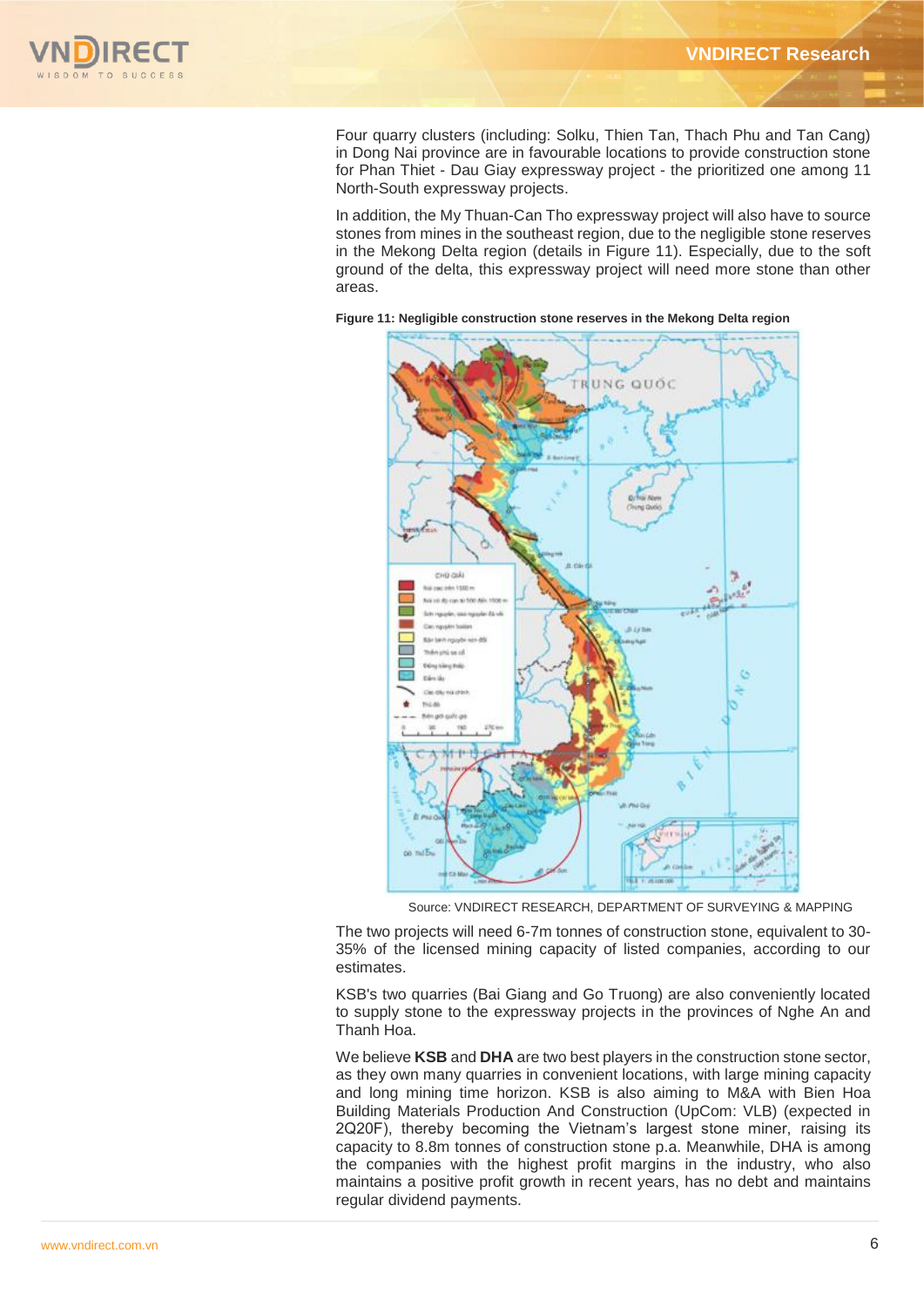Four quarry clusters (including: Solku, Thien Tan, Thach Phu and Tan Cang) in Dong Nai province are in favourable locations to provide construction stone for Phan Thiet - Dau Giay expressway project - the prioritized one among 11 North-South expressway projects.

In addition, the My Thuan-Can Tho expressway project will also have to source stones from mines in the southeast region, due to the negligible stone reserves in the Mekong Delta region (details in Figure 11). Especially, due to the soft ground of the delta, this expressway project will need more stone than other areas.

**Figure 11: Negligible construction stone reserves in the Mekong Delta region**

Source: VNDIRECT RESEARCH, DEPARTMENT OF SURVEYING & MAPPING

The two projects will need 6-7m tonnes of construction stone, equivalent to 30-35% of the licensed mining capacity of listed companies, according to our estimates.

KSB's two quarries (Bai Giang and Go Truong) are also conveniently located to supply stone to the expressway projects in the provinces of Nghe An and Thanh Hoa.

We believe **KSB** and **DHA** are two best players in the construction stone sector, as they own many quarries in convenient locations, with large mining capacity and long mining time horizon. KSB is also aiming to M&A with Bien Hoa Building Materials Production And Construction (UpCom: VLB) (expected in 2Q20F), thereby becoming the Vietnam's largest stone miner, raising its capacity to 8.8m tonnes of construction stone p.a. Meanwhile, DHA is among the companies with the highest profit margins in the industry, who also maintains a positive profit growth in recent years, has no debt and maintains regular dividend payments.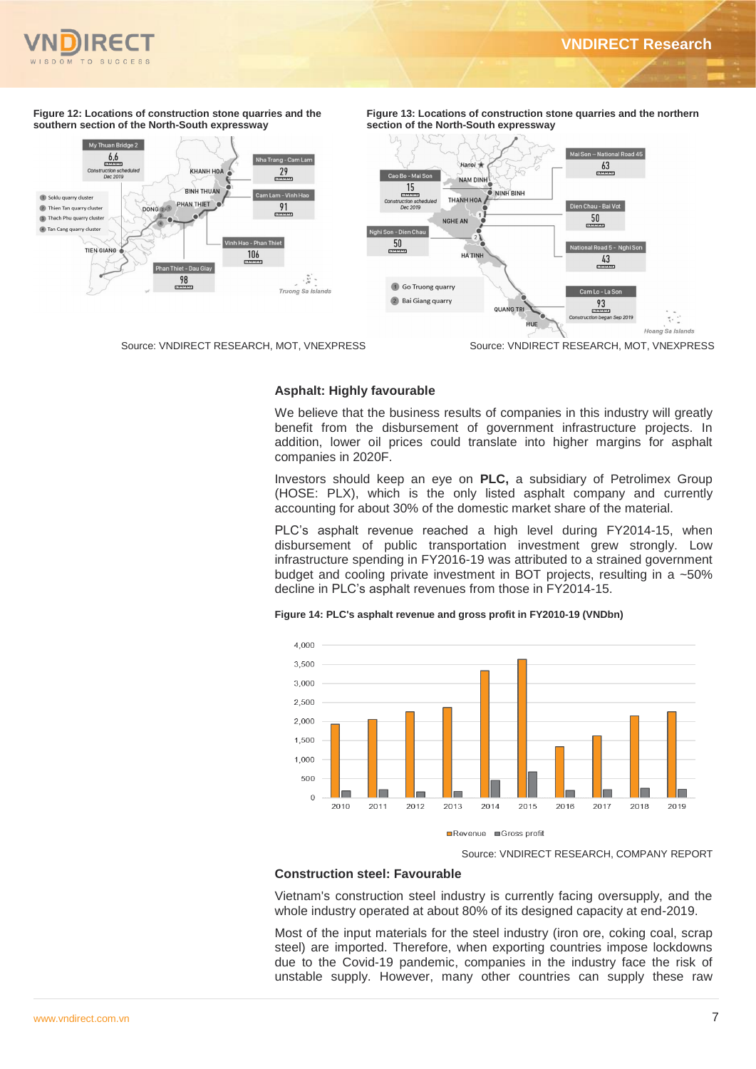**Figure 12: Locations of construction stone quarries and the southern section of the North-South expressway**

Source: VNDIRECT RESEARCH, MOT, VNEXPRESS

**Figure 13: Locations of construction stone quarries and the northern section of the North-South expressway**

Source: VNDIRECT RESEARCH, MOT, VNEXPRESS

### Asphalt: Highly favourable

We believe that the business results of companies in this industry will greatly benefit from the disbursement of government infrastructure projects. In addition, lower oil prices could translate into higher margins for asphalt companies in 2020F.

Investors should keep an eye on **PLC,** a subsidiary of Petrolimex Group (HOSE: PLX), which is the only listed asphalt company and currently accounting for about 30% of the domestic market share of the material.

PLC's asphalt revenue reached a high level during FY2014-15, when disbursement of public transportation investment grew strongly. Low infrastructure spending in FY2016-19 was attributed to a strained government budget and cooling private investment in BOT projects, resulting in a ~50% decline in PLC's asphalt revenues from those in FY2014-15.

**Figure 14: PLC's asphalt revenue and gross profit in FY2010-19 (VNDbn)**

Source: VNDIRECT RESEARCH, COMPANY REPORT

### Construction steel: Favourable

Vietnam's construction steel industry is currently facing oversupply, and the whole industry operated at about 80% of its designed capacity at end-2019.

Most of the input materials for the steel industry (iron ore, coking coal, scrap steel) are imported. Therefore, when exporting countries impose lockdowns due to the Covid-19 pandemic, companies in the industry face the risk of unstable supply. However, many other countries can supply these raw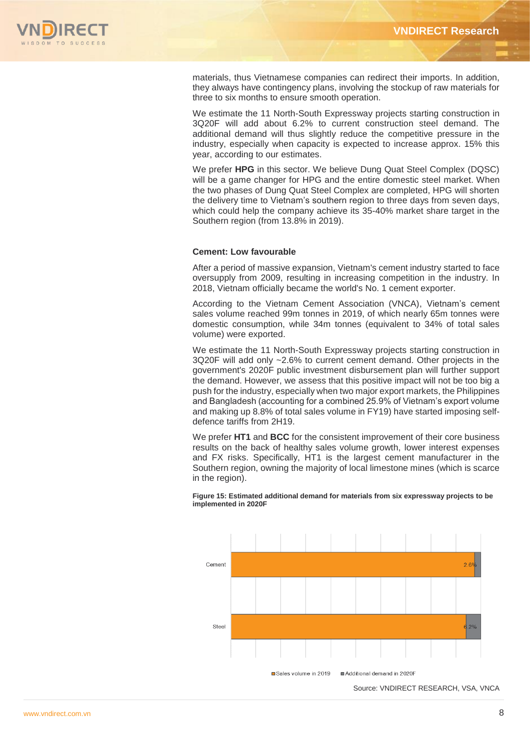materials, thus Vietnamese companies can redirect their imports. In addition, they always have contingency plans, involving the stockup of raw materials for three to six months to ensure smooth operation.

We estimate the 11 North-South Expressway projects starting construction in 3Q20F will add about 6.2% to current construction steel demand. The additional demand will thus slightly reduce the competitive pressure in the industry, especially when capacity is expected to increase approx. 15% this year, according to our estimates.

We prefer **HPG** in this sector. We believe Dung Quat Steel Complex (DQSC) will be a game changer for HPG and the entire domestic steel market. When the two phases of Dung Quat Steel Complex are completed, HPG will shorten the delivery time to Vietnam's southern region to three days from seven days, which could help the company achieve its 35-40% market share target in the Southern region (from 13.8% in 2019).

### Cement: Low favourable

After a period of massive expansion, Vietnam's cement industry started to face oversupply from 2009, resulting in increasing competition in the industry. In 2018, Vietnam officially became the world's No. 1 cement exporter.

According to the Vietnam Cement Association (VNCA), Vietnam's cement sales volume reached 99m tonnes in 2019, of which nearly 65m tonnes were domestic consumption, while 34m tonnes (equivalent to 34% of total sales volume) were exported.

We estimate the 11 North-South Expressway projects starting construction in 3Q20F will add only ~2.6% to current cement demand. Other projects in the government's 2020F public investment disbursement plan will further support the demand. However, we assess that this positive impact will not be too big a push for the industry, especially when two major export markets, the Philippines and Bangladesh (accounting for a combined 25.9% of Vietnam's export volume and making up 8.8% of total sales volume in FY19) have started imposing self-defence tariffs from 2H19.

We prefer **HT1** and **BCC** for the consistent improvement of their core business results on the back of healthy sales volume growth, lower interest expenses and FX risks. Specifically, HT1 is the largest cement manufacturer in the Southern region, owning the majority of local limestone mines (which is scarce in the region).

**Figure 15: Estimated additional demand for materials from six expressway projects to be implemented in 2020F**

| | Sales volume in 2019 | Additional demand in 2020F |
|---|---|---|
| Cement | | 2.6% |
| Steel | | 6.2% |

Source: VNDIRECT RESEARCH, VSA, VNCA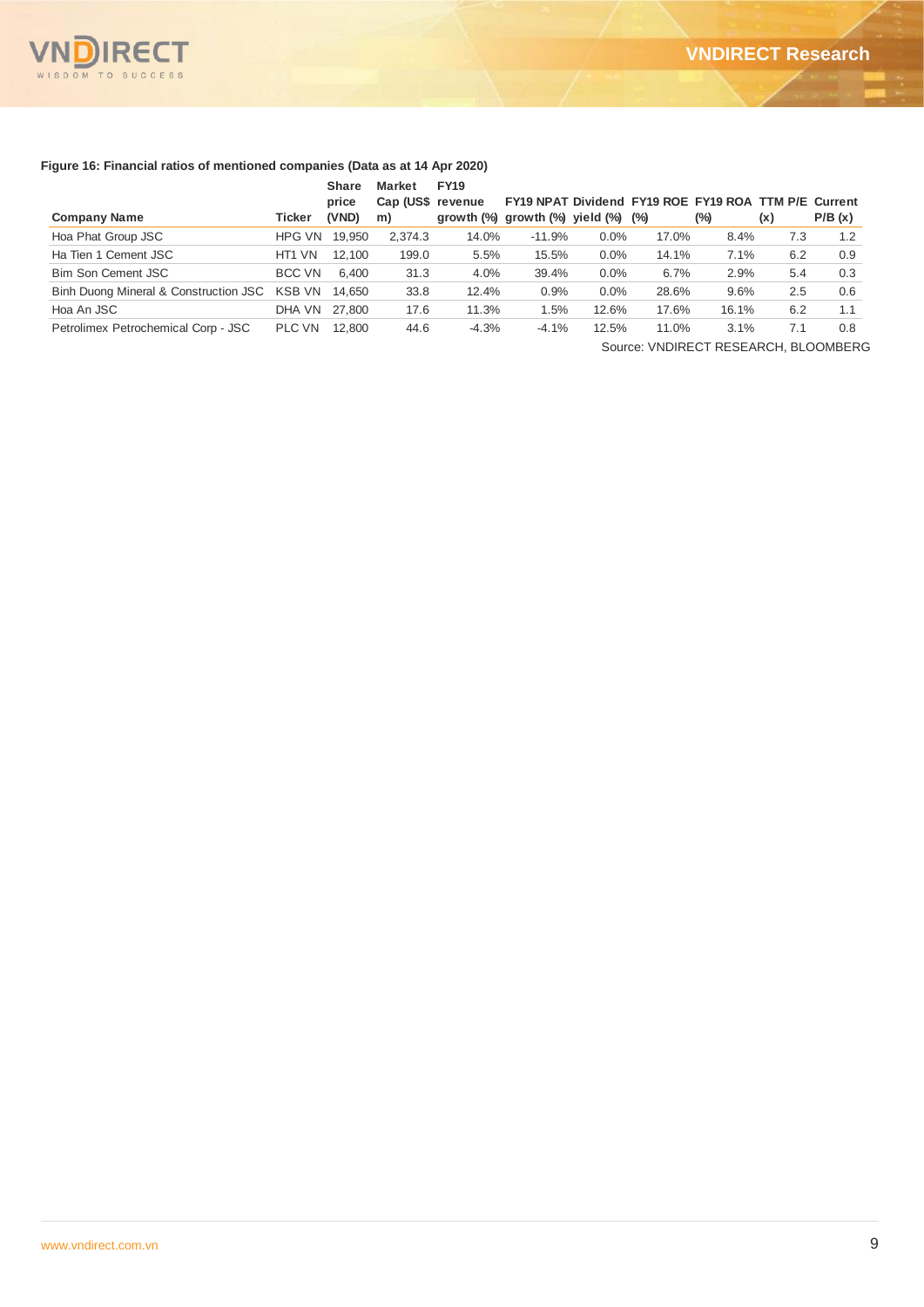**Figure 16: Financial ratios of mentioned companies (Data as at 14 Apr 2020)**

| Company Name | Ticker | Share price (VND) | Market Cap (US$ m) | FY19 revenue growth (%) | FY19 NPAT growth (%) | Dividend yield (%) | FY19 ROE (%) | FY19 ROA (%) | TTM P/E (x) | Current P/B (x) |
|---|---|---|---|---|---|---|---|---|---|---|
| Hoa Phat Group JSC | HPG VN | 19,950 | 2,374.3 | 14.0% | -11.9% | 0.0% | 17.0% | 8.4% | 7.3 | 1.2 |
| Ha Tien 1 Cement JSC | HT1 VN | 12,100 | 199.0 | 5.5% | 15.5% | 0.0% | 14.1% | 7.1% | 6.2 | 0.9 |
| Bim Son Cement JSC | BCC VN | 6,400 | 31.3 | 4.0% | 39.4% | 0.0% | 6.7% | 2.9% | 5.4 | 0.3 |
| Binh Duong Mineral & Construction JSC | KSB VN | 14,650 | 33.8 | 12.4% | 0.9% | 0.0% | 28.6% | 9.6% | 2.5 | 0.6 |
| Hoa An JSC | DHA VN | 27,800 | 17.6 | 11.3% | 1.5% | 12.6% | 17.6% | 16.1% | 6.2 | 1.1 |
| Petrolimex Petrochemical Corp - JSC | PLC VN | 12,800 | 44.6 | -4.3% | -4.1% | 12.5% | 11.0% | 3.1% | 7.1 | 0.8 |

Source: VNDIRECT RESEARCH, BLOOMBERG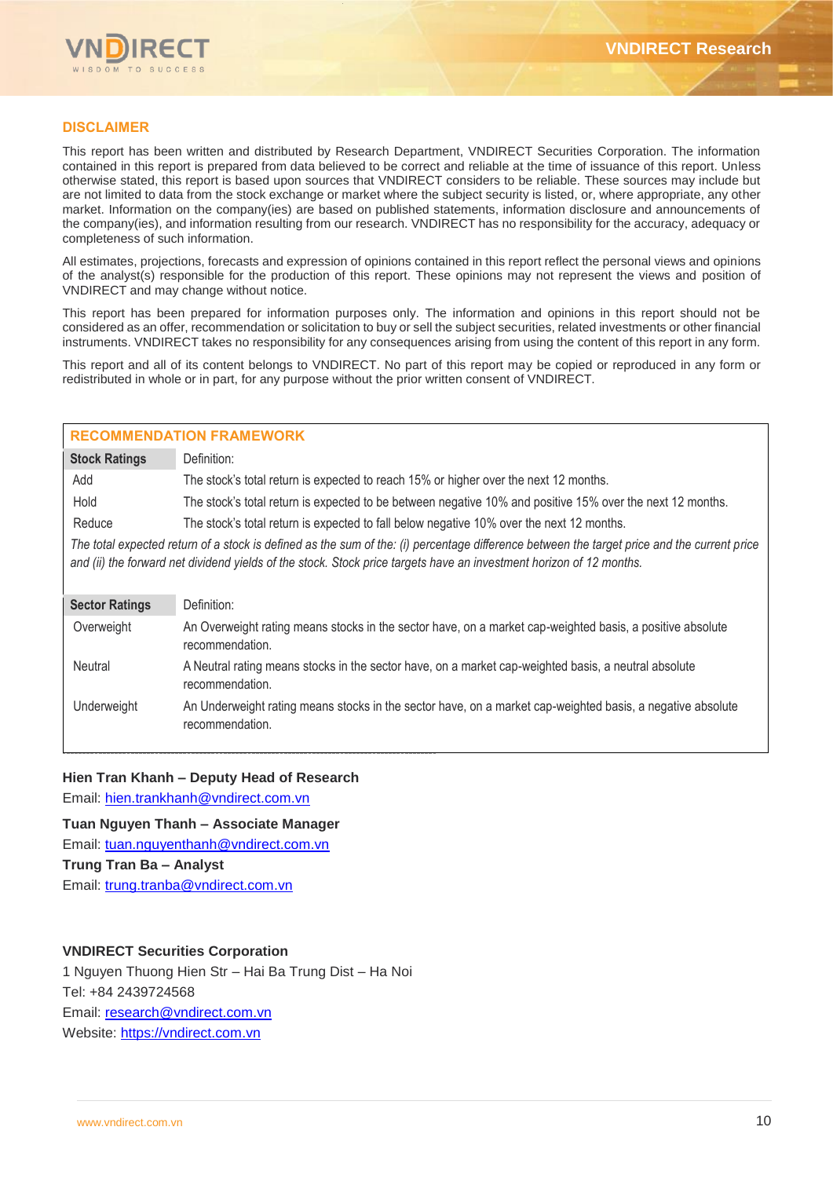## DISCLAIMER

This report has been written and distributed by Research Department, VNDIRECT Securities Corporation. The information contained in this report is prepared from data believed to be correct and reliable at the time of issuance of this report. Unless otherwise stated, this report is based upon sources that VNDIRECT considers to be reliable. These sources may include but are not limited to data from the stock exchange or market where the subject security is listed, or, where appropriate, any other market. Information on the company(ies) are based on published statements, information disclosure and announcements of the company(ies), and information resulting from our research. VNDIRECT has no responsibility for the accuracy, adequacy or completeness of such information.

All estimates, projections, forecasts and expression of opinions contained in this report reflect the personal views and opinions of the analyst(s) responsible for the production of this report. These opinions may not represent the views and position of VNDIRECT and may change without notice.

This report has been prepared for information purposes only. The information and opinions in this report should not be considered as an offer, recommendation or solicitation to buy or sell the subject securities, related investments or other financial instruments. VNDIRECT takes no responsibility for any consequences arising from using the content of this report in any form.

This report and all of its content belongs to VNDIRECT. No part of this report may be copied or reproduced in any form or redistributed in whole or in part, for any purpose without the prior written consent of VNDIRECT.

## RECOMMENDATION FRAMEWORK

| Stock Ratings | Definition: |
|---|---|
| Add | The stock's total return is expected to reach 15% or higher over the next 12 months. |
| Hold | The stock's total return is expected to be between negative 10% and positive 15% over the next 12 months. |
| Reduce | The stock's total return is expected to fall below negative 10% over the next 12 months. |

*The total expected return of a stock is defined as the sum of the: (i) percentage difference between the target price and the current price and (ii) the forward net dividend yields of the stock. Stock price targets have an investment horizon of 12 months.*

| Sector Ratings | Definition: |
|---|---|
| Overweight | An Overweight rating means stocks in the sector have, on a market cap-weighted basis, a positive absolute recommendation. |
| Neutral | A Neutral rating means stocks in the sector have, on a market cap-weighted basis, a neutral absolute recommendation. |
| Underweight | An Underweight rating means stocks in the sector have, on a market cap-weighted basis, a negative absolute recommendation. |

**Hien Tran Khanh – Deputy Head of Research**
Email: hien.trankhanh@vndirect.com.vn

**Tuan Nguyen Thanh – Associate Manager**
Email: tuan.nguyenthanh@vndirect.com.vn

**Trung Tran Ba – Analyst**
Email: trung.tranba@vndirect.com.vn

**VNDIRECT Securities Corporation**
1 Nguyen Thuong Hien Str – Hai Ba Trung Dist – Ha Noi
Tel: +84 2439724568
Email: research@vndirect.com.vn
Website: https://vndirect.com.vn